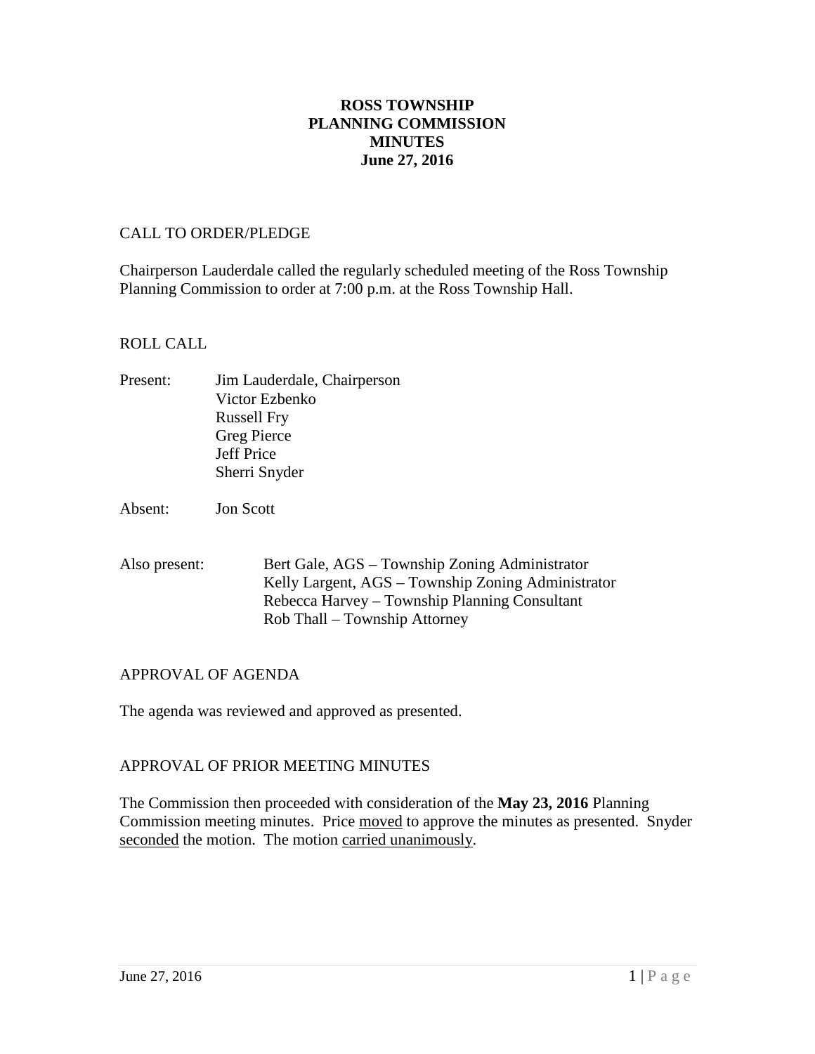# ROSS TOWNSHIP
# PLANNING COMMISSION
# MINUTES
# June 27, 2016

## CALL TO ORDER/PLEDGE

Chairperson Lauderdale called the regularly scheduled meeting of the Ross Township Planning Commission to order at 7:00 p.m. at the Ross Township Hall.

## ROLL CALL

Present: Jim Lauderdale, Chairperson
Victor Ezbenko
Russell Fry
Greg Pierce
Jeff Price
Sherri Snyder

Absent: Jon Scott

Also present: Bert Gale, AGS – Township Zoning Administrator
Kelly Largent, AGS – Township Zoning Administrator
Rebecca Harvey – Township Planning Consultant
Rob Thall – Township Attorney

## APPROVAL OF AGENDA

The agenda was reviewed and approved as presented.

## APPROVAL OF PRIOR MEETING MINUTES

The Commission then proceeded with consideration of the **May 23, 2016** Planning Commission meeting minutes. Price moved to approve the minutes as presented. Snyder seconded the motion. The motion carried unanimously.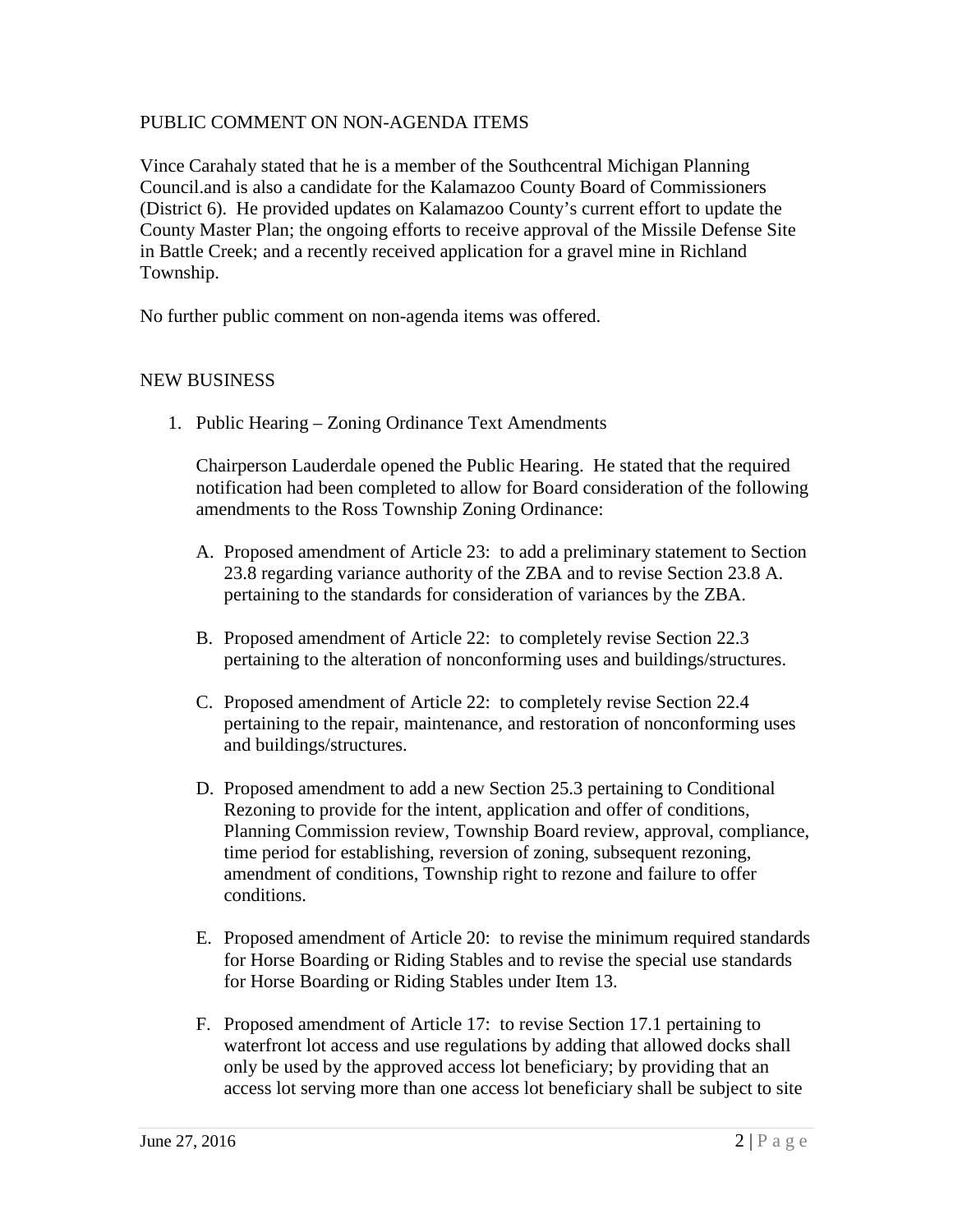## PUBLIC COMMENT ON NON-AGENDA ITEMS

Vince Carahaly stated that he is a member of the Southcentral Michigan Planning Council.and is also a candidate for the Kalamazoo County Board of Commissioners (District 6). He provided updates on Kalamazoo County's current effort to update the County Master Plan; the ongoing efforts to receive approval of the Missile Defense Site in Battle Creek; and a recently received application for a gravel mine in Richland Township.

No further public comment on non-agenda items was offered.

## NEW BUSINESS

1. Public Hearing – Zoning Ordinance Text Amendments

   Chairperson Lauderdale opened the Public Hearing. He stated that the required notification had been completed to allow for Board consideration of the following amendments to the Ross Township Zoning Ordinance:

   A. Proposed amendment of Article 23: to add a preliminary statement to Section 23.8 regarding variance authority of the ZBA and to revise Section 23.8 A. pertaining to the standards for consideration of variances by the ZBA.

   B. Proposed amendment of Article 22: to completely revise Section 22.3 pertaining to the alteration of nonconforming uses and buildings/structures.

   C. Proposed amendment of Article 22: to completely revise Section 22.4 pertaining to the repair, maintenance, and restoration of nonconforming uses and buildings/structures.

   D. Proposed amendment to add a new Section 25.3 pertaining to Conditional Rezoning to provide for the intent, application and offer of conditions, Planning Commission review, Township Board review, approval, compliance, time period for establishing, reversion of zoning, subsequent rezoning, amendment of conditions, Township right to rezone and failure to offer conditions.

   E. Proposed amendment of Article 20: to revise the minimum required standards for Horse Boarding or Riding Stables and to revise the special use standards for Horse Boarding or Riding Stables under Item 13.

   F. Proposed amendment of Article 17: to revise Section 17.1 pertaining to waterfront lot access and use regulations by adding that allowed docks shall only be used by the approved access lot beneficiary; by providing that an access lot serving more than one access lot beneficiary shall be subject to site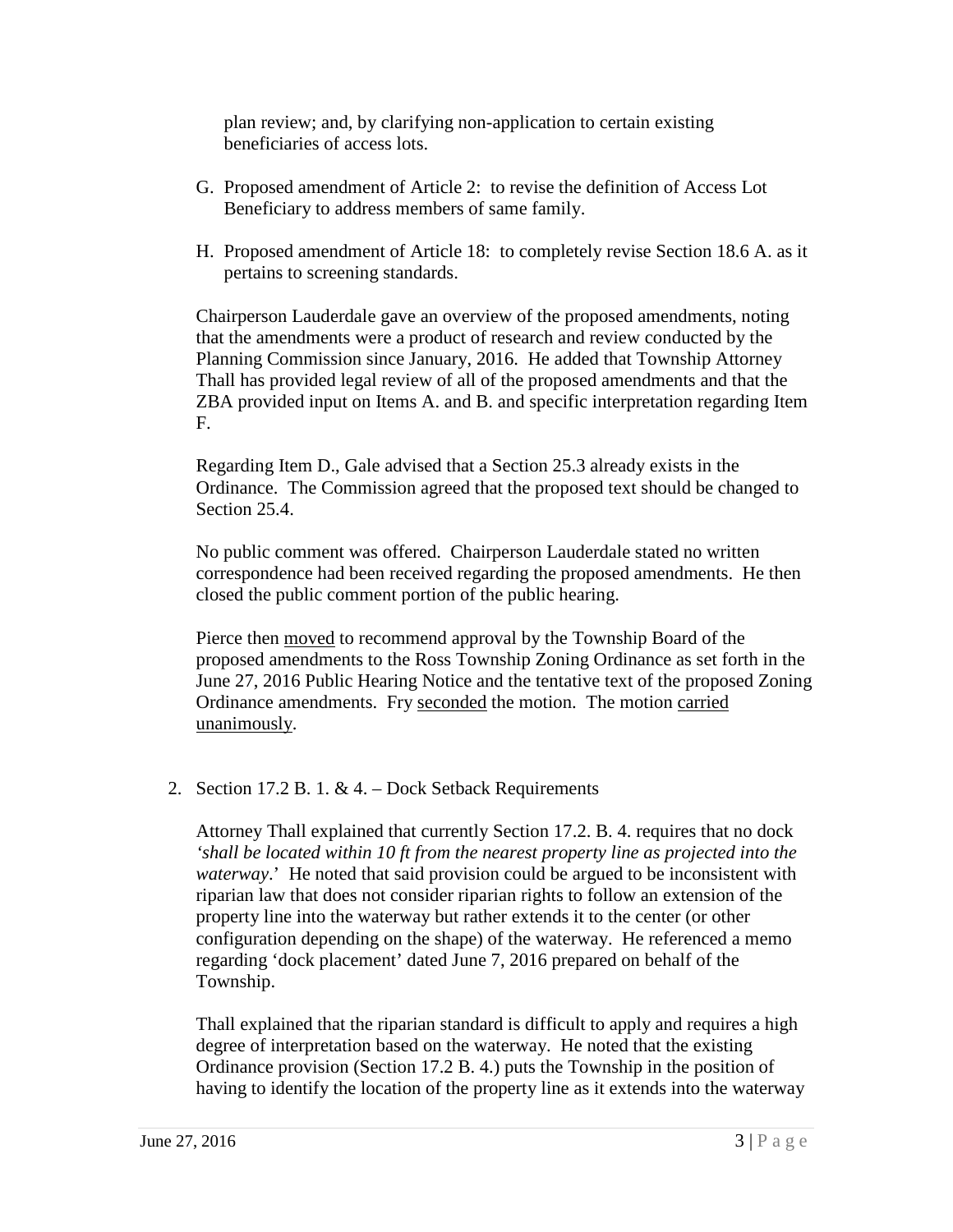plan review; and, by clarifying non-application to certain existing beneficiaries of access lots.

G. Proposed amendment of Article 2: to revise the definition of Access Lot Beneficiary to address members of same family.

H. Proposed amendment of Article 18: to completely revise Section 18.6 A. as it pertains to screening standards.

Chairperson Lauderdale gave an overview of the proposed amendments, noting that the amendments were a product of research and review conducted by the Planning Commission since January, 2016. He added that Township Attorney Thall has provided legal review of all of the proposed amendments and that the ZBA provided input on Items A. and B. and specific interpretation regarding Item F.

Regarding Item D., Gale advised that a Section 25.3 already exists in the Ordinance. The Commission agreed that the proposed text should be changed to Section 25.4.

No public comment was offered. Chairperson Lauderdale stated no written correspondence had been received regarding the proposed amendments. He then closed the public comment portion of the public hearing.

Pierce then moved to recommend approval by the Township Board of the proposed amendments to the Ross Township Zoning Ordinance as set forth in the June 27, 2016 Public Hearing Notice and the tentative text of the proposed Zoning Ordinance amendments. Fry seconded the motion. The motion carried unanimously.

2. Section 17.2 B. 1. & 4. – Dock Setback Requirements

Attorney Thall explained that currently Section 17.2. B. 4. requires that no dock '*shall be located within 10 ft from the nearest property line as projected into the waterway*.' He noted that said provision could be argued to be inconsistent with riparian law that does not consider riparian rights to follow an extension of the property line into the waterway but rather extends it to the center (or other configuration depending on the shape) of the waterway. He referenced a memo regarding 'dock placement' dated June 7, 2016 prepared on behalf of the Township.

Thall explained that the riparian standard is difficult to apply and requires a high degree of interpretation based on the waterway. He noted that the existing Ordinance provision (Section 17.2 B. 4.) puts the Township in the position of having to identify the location of the property line as it extends into the waterway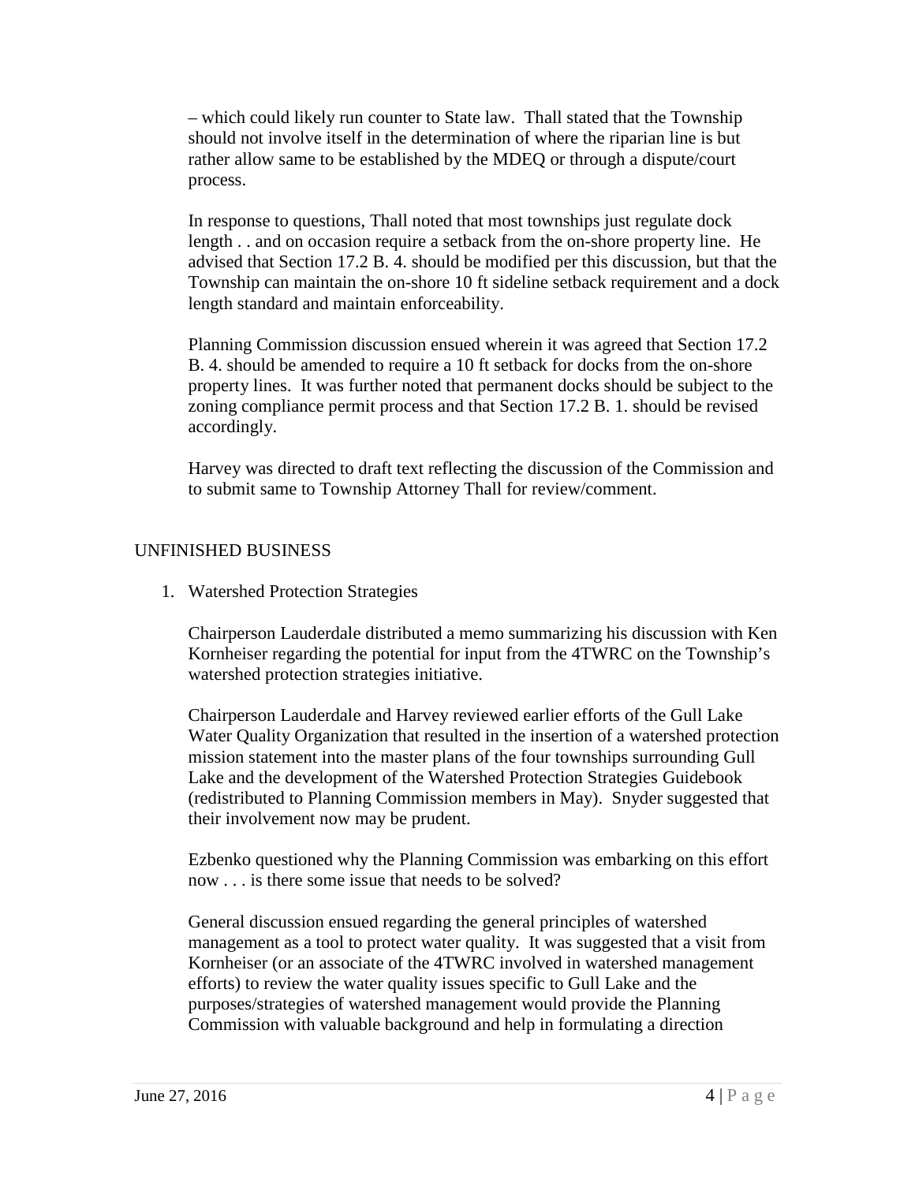– which could likely run counter to State law.  Thall stated that the Township should not involve itself in the determination of where the riparian line is but rather allow same to be established by the MDEQ or through a dispute/court process.

In response to questions, Thall noted that most townships just regulate dock length . . and on occasion require a setback from the on-shore property line.  He advised that Section 17.2 B. 4. should be modified per this discussion, but that the Township can maintain the on-shore 10 ft sideline setback requirement and a dock length standard and maintain enforceability.

Planning Commission discussion ensued wherein it was agreed that Section 17.2 B. 4. should be amended to require a 10 ft setback for docks from the on-shore property lines.  It was further noted that permanent docks should be subject to the zoning compliance permit process and that Section 17.2 B. 1. should be revised accordingly.

Harvey was directed to draft text reflecting the discussion of the Commission and to submit same to Township Attorney Thall for review/comment.

## UNFINISHED BUSINESS

1. Watershed Protection Strategies

   Chairperson Lauderdale distributed a memo summarizing his discussion with Ken Kornheiser regarding the potential for input from the 4TWRC on the Township's watershed protection strategies initiative.

   Chairperson Lauderdale and Harvey reviewed earlier efforts of the Gull Lake Water Quality Organization that resulted in the insertion of a watershed protection mission statement into the master plans of the four townships surrounding Gull Lake and the development of the Watershed Protection Strategies Guidebook (redistributed to Planning Commission members in May).  Snyder suggested that their involvement now may be prudent.

   Ezbenko questioned why the Planning Commission was embarking on this effort now . . . is there some issue that needs to be solved?

   General discussion ensued regarding the general principles of watershed management as a tool to protect water quality.  It was suggested that a visit from Kornheiser (or an associate of the 4TWRC involved in watershed management efforts) to review the water quality issues specific to Gull Lake and the purposes/strategies of watershed management would provide the Planning Commission with valuable background and help in formulating a direction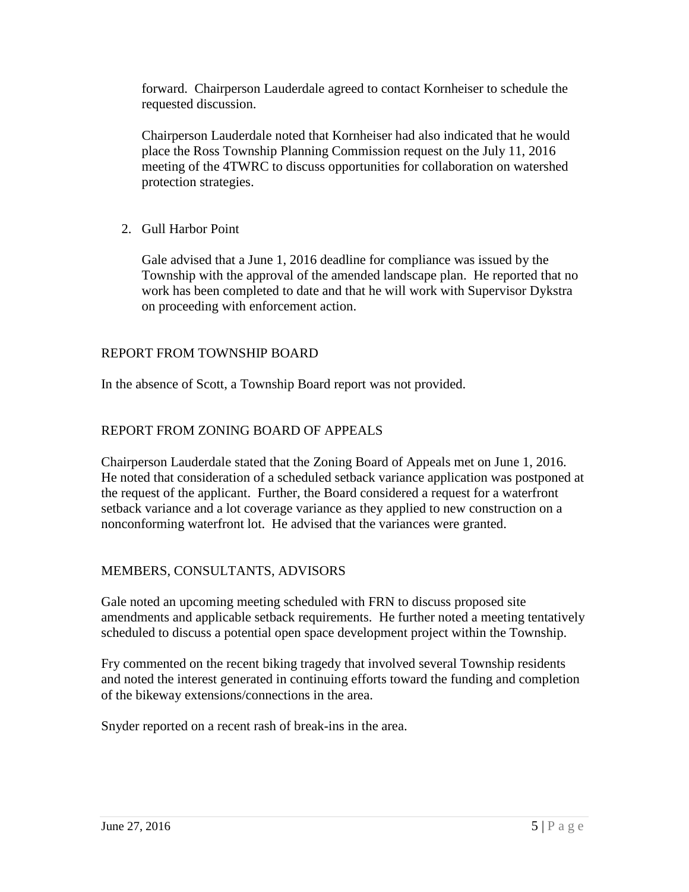forward. Chairperson Lauderdale agreed to contact Kornheiser to schedule the requested discussion.

Chairperson Lauderdale noted that Kornheiser had also indicated that he would place the Ross Township Planning Commission request on the July 11, 2016 meeting of the 4TWRC to discuss opportunities for collaboration on watershed protection strategies.

2. Gull Harbor Point

   Gale advised that a June 1, 2016 deadline for compliance was issued by the Township with the approval of the amended landscape plan. He reported that no work has been completed to date and that he will work with Supervisor Dykstra on proceeding with enforcement action.

REPORT FROM TOWNSHIP BOARD

In the absence of Scott, a Township Board report was not provided.

REPORT FROM ZONING BOARD OF APPEALS

Chairperson Lauderdale stated that the Zoning Board of Appeals met on June 1, 2016. He noted that consideration of a scheduled setback variance application was postponed at the request of the applicant. Further, the Board considered a request for a waterfront setback variance and a lot coverage variance as they applied to new construction on a nonconforming waterfront lot. He advised that the variances were granted.

MEMBERS, CONSULTANTS, ADVISORS

Gale noted an upcoming meeting scheduled with FRN to discuss proposed site amendments and applicable setback requirements. He further noted a meeting tentatively scheduled to discuss a potential open space development project within the Township.

Fry commented on the recent biking tragedy that involved several Township residents and noted the interest generated in continuing efforts toward the funding and completion of the bikeway extensions/connections in the area.

Snyder reported on a recent rash of break-ins in the area.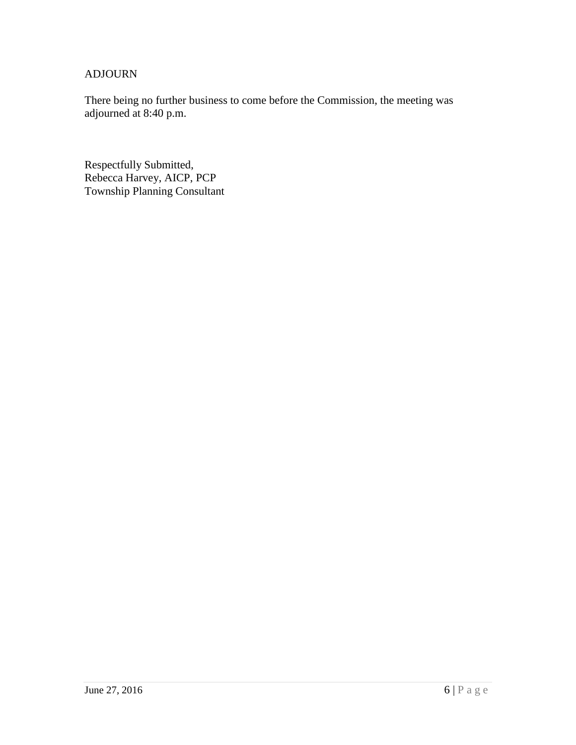ADJOURN

There being no further business to come before the Commission, the meeting was adjourned at 8:40 p.m.

Respectfully Submitted,
Rebecca Harvey, AICP, PCP
Township Planning Consultant